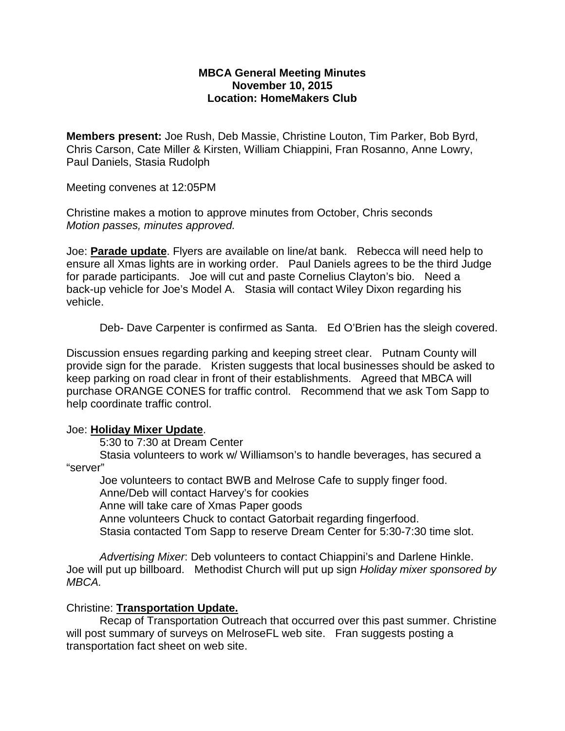**MBCA General Meeting Minutes**
**November 10, 2015**
**Location: HomeMakers Club**

**Members present:** Joe Rush, Deb Massie, Christine Louton, Tim Parker, Bob Byrd, Chris Carson, Cate Miller & Kirsten, William Chiappini, Fran Rosanno, Anne Lowry, Paul Daniels, Stasia Rudolph

Meeting convenes at 12:05PM

Christine makes a motion to approve minutes from October, Chris seconds
*Motion passes, minutes approved.*

Joe: **Parade update**. Flyers are available on line/at bank. Rebecca will need help to ensure all Xmas lights are in working order. Paul Daniels agrees to be the third Judge for parade participants. Joe will cut and paste Cornelius Clayton's bio. Need a back-up vehicle for Joe's Model A. Stasia will contact Wiley Dixon regarding his vehicle.

Deb- Dave Carpenter is confirmed as Santa. Ed O'Brien has the sleigh covered.

Discussion ensues regarding parking and keeping street clear. Putnam County will provide sign for the parade. Kristen suggests that local businesses should be asked to keep parking on road clear in front of their establishments. Agreed that MBCA will purchase ORANGE CONES for traffic control. Recommend that we ask Tom Sapp to help coordinate traffic control.

Joe: **Holiday Mixer Update**.

5:30 to 7:30 at Dream Center

Stasia volunteers to work w/ Williamson's to handle beverages, has secured a "server"

Joe volunteers to contact BWB and Melrose Cafe to supply finger food.

Anne/Deb will contact Harvey's for cookies

Anne will take care of Xmas Paper goods

Anne volunteers Chuck to contact Gatorbait regarding fingerfood.

Stasia contacted Tom Sapp to reserve Dream Center for 5:30-7:30 time slot.

*Advertising Mixer*: Deb volunteers to contact Chiappini's and Darlene Hinkle. Joe will put up billboard. Methodist Church will put up sign *Holiday mixer sponsored by MBCA.*

Christine: **Transportation Update.**

Recap of Transportation Outreach that occurred over this past summer. Christine will post summary of surveys on MelroseFL web site. Fran suggests posting a transportation fact sheet on web site.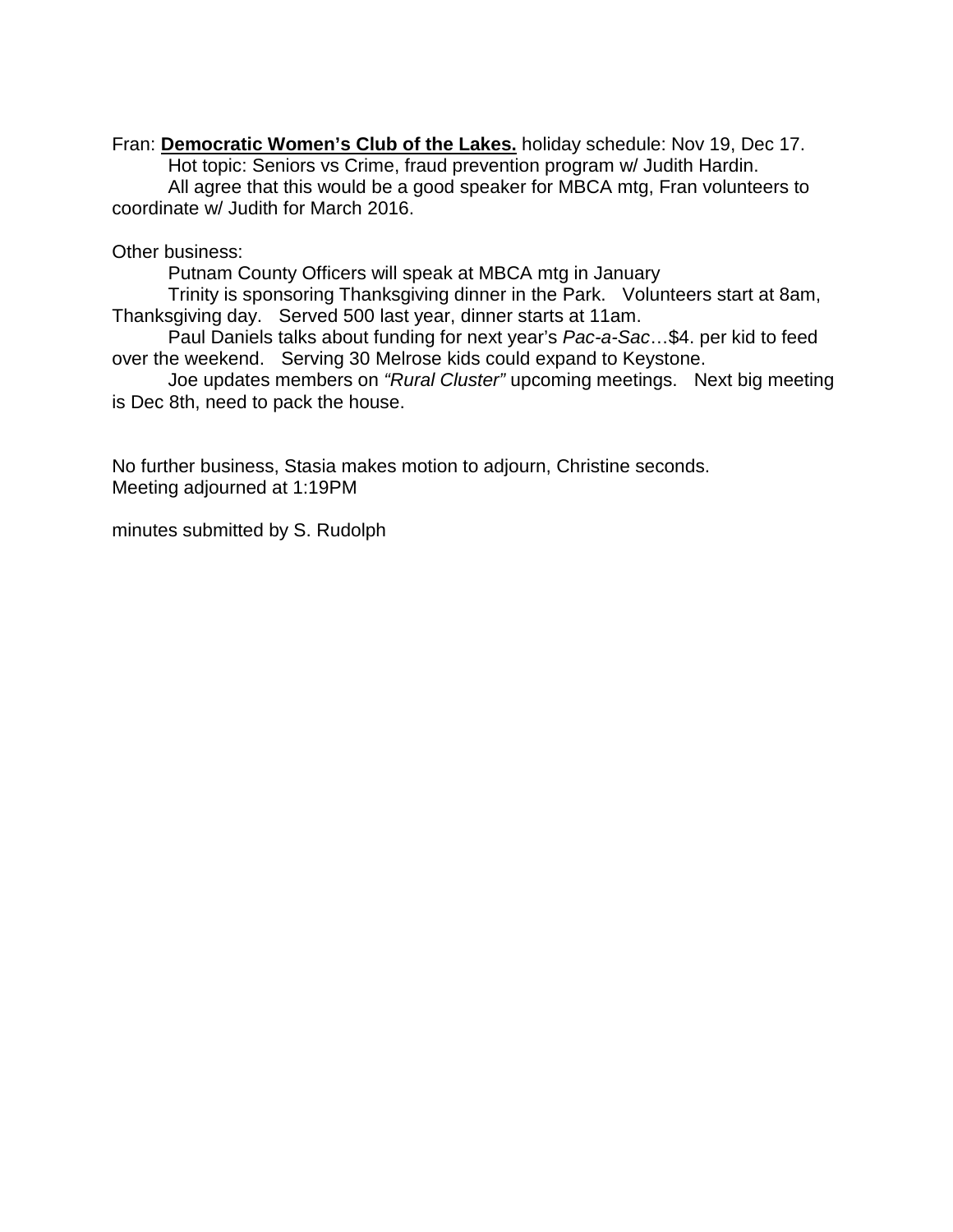Fran: **<u>Democratic Women's Club of the Lakes.</u>** holiday schedule: Nov 19, Dec 17.

Hot topic: Seniors vs Crime, fraud prevention program w/ Judith Hardin.

All agree that this would be a good speaker for MBCA mtg, Fran volunteers to coordinate w/ Judith for March 2016.

Other business:

Putnam County Officers will speak at MBCA mtg in January

Trinity is sponsoring Thanksgiving dinner in the Park. Volunteers start at 8am, Thanksgiving day. Served 500 last year, dinner starts at 11am.

Paul Daniels talks about funding for next year's *Pac-a-Sac*…$4. per kid to feed over the weekend. Serving 30 Melrose kids could expand to Keystone.

Joe updates members on *"Rural Cluster"* upcoming meetings. Next big meeting is Dec 8th, need to pack the house.

No further business, Stasia makes motion to adjourn, Christine seconds.
Meeting adjourned at 1:19PM

minutes submitted by S. Rudolph